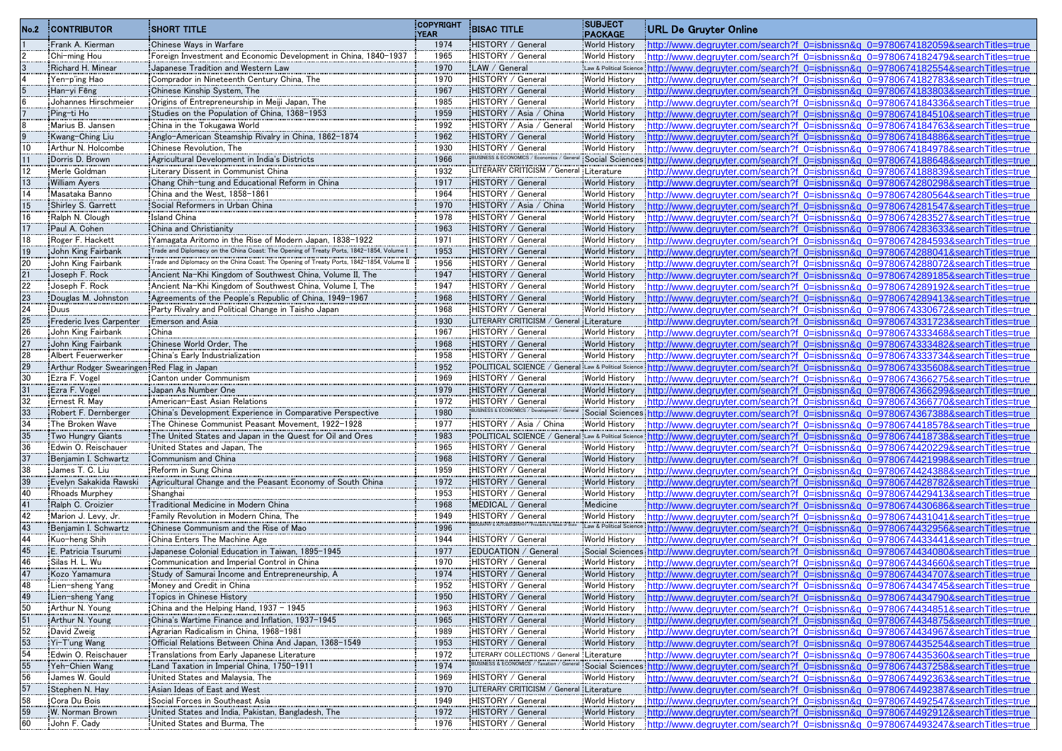| No.2 | CONTRIBUTOR | SHORT TITLE | COPYRIGHT YEAR | BISAC TITLE | SUBJECT PACKAGE | URL De Gruyter Online |
|---|---|---|---|---|---|---|
| 1 | Frank A. Kierman | Chinese Ways in Warfare | 1974 | HISTORY / General | World History | http://www.degruyter.com/search?f_0=isbnissn&q_0=9780674182059&searchTitles=true |
| 2 | Chi-ming Hou | Foreign Investment and Economic Development in China, 1840-1937 | 1965 | HISTORY / General | World History | http://www.degruyter.com/search?f_0=isbnissn&q_0=9780674182479&searchTitles=true |
| 3 | Richard H. Minear | Japanese Tradition and Western Law | 1970 | LAW / General | Law & Political Science | http://www.degruyter.com/search?f_0=isbnissn&q_0=9780674182554&searchTitles=true |
| 4 | Yen-p'ing Hao | Comprador in Nineteenth Century China, The | 1970 | HISTORY / General | World History | http://www.degruyter.com/search?f_0=isbnissn&q_0=9780674182783&searchTitles=true |
| 5 | Han-yi Fêng | Chinese Kinship System, The | 1967 | HISTORY / General | World History | http://www.degruyter.com/search?f_0=isbnissn&q_0=9780674183803&searchTitles=true |
| 6 | Johannes Hirschmeier | Origins of Entrepreneurship in Meiji Japan, The | 1985 | HISTORY / General | World History | http://www.degruyter.com/search?f_0=isbnissn&q_0=9780674184336&searchTitles=true |
| 7 | Ping-ti Ho | Studies on the Population of China, 1368-1953 | 1959 | HISTORY / Asia / China | World History | http://www.degruyter.com/search?f_0=isbnissn&q_0=9780674184510&searchTitles=true |
| 8 | Marius B. Jansen | China in the Tokugawa World | 1992 | HISTORY / Asia / General | World History | http://www.degruyter.com/search?f_0=isbnissn&q_0=9780674184763&searchTitles=true |
| 9 | Kwang-Ching Liu | Anglo-American Steamship Rivalry in China, 1862-1874 | 1962 | HISTORY / General | World History | http://www.degruyter.com/search?f_0=isbnissn&q_0=9780674184886&searchTitles=true |
| 10 | Arthur N. Holcombe | Chinese Revolution, The | 1930 | HISTORY / General | World History | http://www.degruyter.com/search?f_0=isbnissn&q_0=9780674184978&searchTitles=true |
| 11 | Dorris D. Brown | Agricultural Development in India's Districts | 1966 | BUSINESS & ECONOMICS / Economics / General | Social Sciences | http://www.degruyter.com/search?f_0=isbnissn&q_0=9780674186648&searchTitles=true |
| 12 | Merle Goldman | Literary Dissent in Communist China | 1932 | LITERARY CRITICISM / General | Literature | http://www.degruyter.com/search?f_0=isbnissn&q_0=9780674188839&searchTitles=true |
| 13 | William Ayers | Chang Chih-tung and Educational Reform in China | 1917 | HISTORY / General | World History | http://www.degruyter.com/search?f_0=isbnissn&q_0=9780674280298&searchTitles=true |
| 14 | Masataka Banno | China and the West, 1858-1861 | 1964 | HISTORY / General | World History | http://www.degruyter.com/search?f_0=isbnissn&q_0=9780674280564&searchTitles=true |
| 15 | Shirley S. Garrett | Social Reformers in Urban China | 1970 | HISTORY / Asia / China | World History | http://www.degruyter.com/search?f_0=isbnissn&q_0=9780674281547&searchTitles=true |
| 16 | Ralph N. Clough | Island China | 1978 | HISTORY / General | World History | http://www.degruyter.com/search?f_0=isbnissn&q_0=9780674283527&searchTitles=true |
| 17 | Paul A. Cohen | China and Christianity | 1963 | HISTORY / General | World History | http://www.degruyter.com/search?f_0=isbnissn&q_0=9780674283633&searchTitles=true |
| 18 | Roger F. Hackett | Yamagata Aritomo in the Rise of Modern Japan, 1838-1922 | 1971 | HISTORY / General | World History | http://www.degruyter.com/search?f_0=isbnissn&q_0=9780674284593&searchTitles=true |
| 19 | John King Fairbank | Trade and Diplomacy on the China Coast: The Opening of Treaty Ports, 1842-1854, Volume I | 1953 | HISTORY / General | World History | http://www.degruyter.com/search?f_0=isbnissn&q_0=9780674288041&searchTitles=true |
| 20 | John King Fairbank | Trade and Diplomacy on the China Coast: The Opening of Treaty Ports, 1842-1854, Volume II | 1956 | HISTORY / General | World History | http://www.degruyter.com/search?f_0=isbnissn&q_0=9780674288072&searchTitles=true |
| 21 | Joseph F. Rock | Ancient Na-Khi Kingdom of Southwest China, Volume II, The | 1947 | HISTORY / General | World History | http://www.degruyter.com/search?f_0=isbnissn&q_0=9780674289185&searchTitles=true |
| 22 | Joseph F. Rock | Ancient Na-Khi Kingdom of Southwest China, Volume I, The | 1947 | HISTORY / General | World History | http://www.degruyter.com/search?f_0=isbnissn&q_0=9780674289192&searchTitles=true |
| 23 | Douglas M. Johnston | Agreements of the People's Republic of China, 1949-1967 | 1968 | HISTORY / General | World History | http://www.degruyter.com/search?f_0=isbnissn&q_0=9780674289413&searchTitles=true |
| 24 | Duus | Party Rivalry and Political Change in Taisho Japan | 1968 | HISTORY / General | World History | http://www.degruyter.com/search?f_0=isbnissn&q_0=9780674330672&searchTitles=true |
| 25 | Frederic Ives Carpenter | Emerson and Asia | 1930 | LITERARY CRITICISM / General | Literature | http://www.degruyter.com/search?f_0=isbnissn&q_0=9780674331723&searchTitles=true |
| 26 | John King Fairbank | China | 1967 | HISTORY / General | World History | http://www.degruyter.com/search?f_0=isbnissn&q_0=9780674333468&searchTitles=true |
| 27 | John King Fairbank | Chinese World Order, The | 1968 | HISTORY / General | World History | http://www.degruyter.com/search?f_0=isbnissn&q_0=9780674333482&searchTitles=true |
| 28 | Albert Feuerwerker | China's Early Industrialization | 1958 | HISTORY / General | World History | http://www.degruyter.com/search?f_0=isbnissn&q_0=9780674333734&searchTitles=true |
| 29 | Arthur Rodger Swearingen | Red Flag in Japan | 1952 | POLITICAL SCIENCE / General | Law & Political Science | http://www.degruyter.com/search?f_0=isbnissn&q_0=9780674335608&searchTitles=true |
| 30 | Ezra F. Vogel | Canton under Communism | 1969 | HISTORY / General | World History | http://www.degruyter.com/search?f_0=isbnissn&q_0=9780674366275&searchTitles=true |
| 31 | Ezra F. Vogel | Japan As Number One | 1979 | HISTORY / General | World History | http://www.degruyter.com/search?f_0=isbnissn&q_0=9780674366299&searchTitles=true |
| 32 | Ernest R. May | American-East Asian Relations | 1972 | HISTORY / General | World History | http://www.degruyter.com/search?f_0=isbnissn&q_0=9780674366770&searchTitles=true |
| 33 | Robert F. Dernberger | China's Development Experience in Comparative Perspective | 1980 | BUSINESS & ECONOMICS / Development / General | Social Sciences | http://www.degruyter.com/search?f_0=isbnissn&q_0=9780674367388&searchTitles=true |
| 34 | The Broken Wave | The Chinese Communist Peasant Movement, 1922-1928 | 1977 | HISTORY / Asia / China | World History | http://www.degruyter.com/search?f_0=isbnissn&q_0=9780674418578&searchTitles=true |
| 35 | Two Hungry Giants | The United States and Japan in the Quest for Oil and Ores | 1983 | POLITICAL SCIENCE / General | Law & Political Science | http://www.degruyter.com/search?f_0=isbnissn&q_0=9780674418738&searchTitles=true |
| 36 | Edwin O. Reischauer | United States and Japan, The | 1965 | HISTORY / General | World History | http://www.degruyter.com/search?f_0=isbnissn&q_0=9780674420229&searchTitles=true |
| 37 | Benjamin I. Schwartz | Communism and China | 1968 | HISTORY / General | World History | http://www.degruyter.com/search?f_0=isbnissn&q_0=9780674421998&searchTitles=true |
| 38 | James T. C. Liu | Reform in Sung China | 1959 | HISTORY / General | World History | http://www.degruyter.com/search?f_0=isbnissn&q_0=9780674424388&searchTitles=true |
| 39 | Evelyn Sakakida Rawski | Agricultural Change and the Peasant Economy of South China | 1972 | HISTORY / General | World History | http://www.degruyter.com/search?f_0=isbnissn&q_0=9780674428782&searchTitles=true |
| 40 | Rhoads Murphey | Shanghai | 1953 | HISTORY / General | World History | http://www.degruyter.com/search?f_0=isbnissn&q_0=9780674429413&searchTitles=true |
| 41 | Ralph C. Croizier | Traditional Medicine in Modern China | 1968 | MEDICAL / General | Medicine | http://www.degruyter.com/search?f_0=isbnissn&q_0=9780674430686&searchTitles=true |
| 42 | Marion J. Levy, Jr. | Family Revolution in Modern China, The | 1949 | HISTORY / General | World History | http://www.degruyter.com/search?f_0=isbnissn&q_0=9780674431041&searchTitles=true |
| 43 | Benjamin I. Schwartz | Chinese Communism and the Rise of Mao | 1996 | | Law & Political Science | http://www.degruyter.com/search?f_0=isbnissn&q_0=9780674432956&searchTitles=true |
| 44 | Kuo-heng Shih | China Enters The Machine Age | 1944 | HISTORY / General | World History | http://www.degruyter.com/search?f_0=isbnissn&q_0=9780674433441&searchTitles=true |
| 45 | E. Patricia Tsurumi | Japanese Colonial Education in Taiwan, 1895-1945 | 1977 | EDUCATION / General | Social Sciences | http://www.degruyter.com/search?f_0=isbnissn&q_0=9780674434080&searchTitles=true |
| 46 | Silas H. L. Wu | Communication and Imperial Control in China | 1970 | HISTORY / General | World History | http://www.degruyter.com/search?f_0=isbnissn&q_0=9780674434660&searchTitles=true |
| 47 | Kozo Yamamura | Study of Samurai Income and Entrepreneurship, A | 1974 | HISTORY / General | World History | http://www.degruyter.com/search?f_0=isbnissn&q_0=9780674434707&searchTitles=true |
| 48 | Lien-sheng Yang | Money and Credit in China | 1952 | HISTORY / General | World History | http://www.degruyter.com/search?f_0=isbnissn&q_0=9780674434745&searchTitles=true |
| 49 | Lien-sheng Yang | Topics in Chinese History | 1950 | HISTORY / General | World History | http://www.degruyter.com/search?f_0=isbnissn&q_0=9780674434790&searchTitles=true |
| 50 | Arthur N. Young | China and the Helping Hand, 1937 - 1945 | 1963 | HISTORY / General | World History | http://www.degruyter.com/search?f_0=isbnissn&q_0=9780674434851&searchTitles=true |
| 51 | Arthur N. Young | China's Wartime Finance and Inflation, 1937-1945 | 1965 | HISTORY / General | World History | http://www.degruyter.com/search?f_0=isbnissn&q_0=9780674434875&searchTitles=true |
| 52 | David Zweig | Agrarian Radicalism in China, 1968-1981 | 1989 | HISTORY / General | World History | http://www.degruyter.com/search?f_0=isbnissn&q_0=9780674434967&searchTitles=true |
| 53 | Yi-T'ung Wang | Official Relations Between China And Japan, 1368-1549 | 1953 | HISTORY / General | World History | http://www.degruyter.com/search?f_0=isbnissn&q_0=9780674435254&searchTitles=true |
| 54 | Edwin O. Reischauer | Translations from Early Japanese Literature | 1972 | LITERARY COLLECTIONS / General | Literature | http://www.degruyter.com/search?f_0=isbnissn&q_0=9780674435360&searchTitles=true |
| 55 | Yeh-Chien Wang | Land Taxation in Imperial China, 1750-1911 | 1974 | BUSINESS & ECONOMICS / Taxation / General | Social Sciences | http://www.degruyter.com/search?f_0=isbnissn&q_0=9780674437258&searchTitles=true |
| 56 | James W. Gould | United States and Malaysia, The | 1969 | HISTORY / General | World History | http://www.degruyter.com/search?f_0=isbnissn&q_0=9780674492363&searchTitles=true |
| 57 | Stephen N. Hay | Asian Ideas of East and West | 1970 | LITERARY CRITICISM / General | Literature | http://www.degruyter.com/search?f_0=isbnissn&q_0=9780674492387&searchTitles=true |
| 58 | Cora Du Bois | Social Forces in Southeast Asia | 1949 | HISTORY / General | World History | http://www.degruyter.com/search?f_0=isbnissn&q_0=9780674492547&searchTitles=true |
| 59 | W. Norman Brown | United States and India, Pakistan, Bangladesh, The | 1972 | HISTORY / General | World History | http://www.degruyter.com/search?f_0=isbnissn&q_0=9780674492912&searchTitles=true |
| 60 | John F. Cady | United States and Burma, The | 1976 | HISTORY / General | World History | http://www.degruyter.com/search?f_0=isbnissn&q_0=9780674493247&searchTitles=true |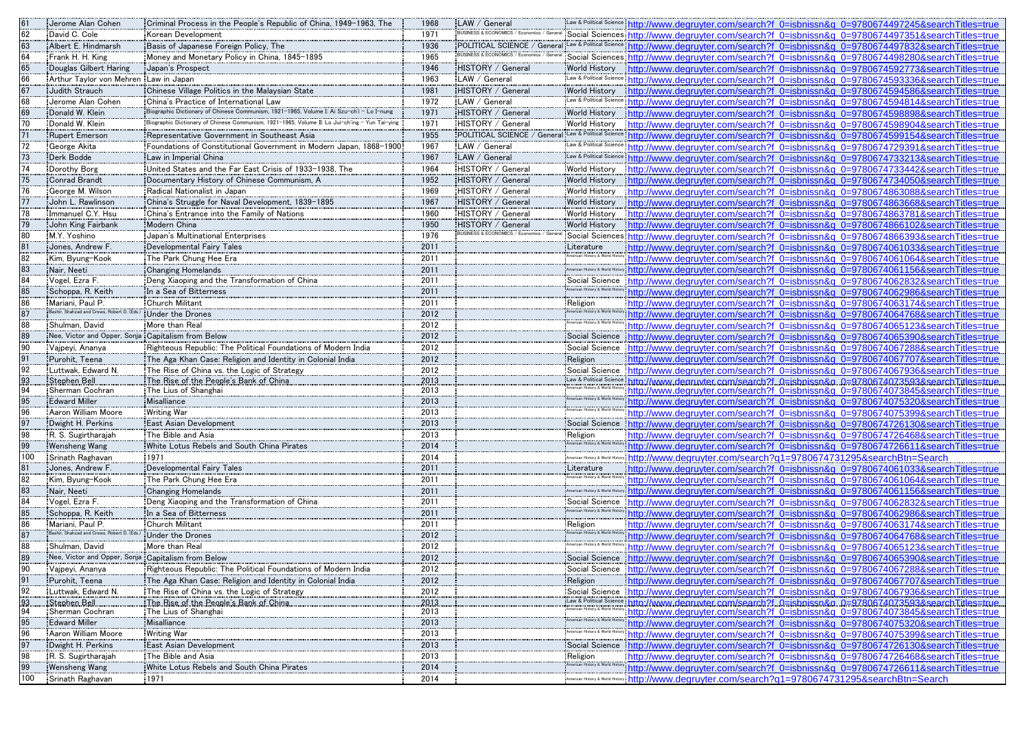| | | | | | | |
|---|---|---|---|---|---|---|
| 61 | Jerome Alan Cohen | Criminal Process in the People's Republic of China, 1949-1963, The | 1968 | LAW / General | Law & Political Science | http://www.degruyter.com/search?f_0=isbnissn&q_0=9780674497245&searchTitles=true |
| 62 | David C. Cole | Korean Development | 1971 | BUSINESS & ECONOMICS / Economics / General | Social Sciences | http://www.degruyter.com/search?f_0=isbnissn&q_0=9780674497351&searchTitles=true |
| 63 | Albert E. Hindmarsh | Basis of Japanese Foreign Policy, The | 1936 | POLITICAL SCIENCE / General | Law & Political Science | http://www.degruyter.com/search?f_0=isbnissn&q_0=9780674497832&searchTitles=true |
| 64 | Frank H. H. King | Money and Monetary Policy in China, 1845-1895 | 1965 | BUSINESS & ECONOMICS / Economics / General | Social Sciences | http://www.degruyter.com/search?f_0=isbnissn&q_0=9780674498280&searchTitles=true |
| 65 | Douglas Gilbert Haring | Japan's Prospect | 1946 | HISTORY / General | World History | http://www.degruyter.com/search?f_0=isbnissn&q_0=9780674592773&searchTitles=true |
| 66 | Arthur Taylor von Mehren | Law in Japan | 1963 | LAW / General | Law & Political Science | http://www.degruyter.com/search?f_0=isbnissn&q_0=9780674593336&searchTitles=true |
| 67 | Judith Strauch | Chinese Village Politics in the Malaysian State | 1981 | HISTORY / General | World History | http://www.degruyter.com/search?f_0=isbnissn&q_0=9780674594586&searchTitles=true |
| 68 | Jerome Alan Cohen | China's Practice of International Law | 1972 | LAW / General | Law & Political Science | http://www.degruyter.com/search?f_0=isbnissn&q_0=9780674594814&searchTitles=true |
| 69 | Donald W. Klein | Biographic Dictionary of Chinese Communism, 1921-1965, Volume I: Ai Szu-ch'i - Lo I-nung | 1971 | HISTORY / General | World History | http://www.degruyter.com/search?f_0=isbnissn&q_0=9780674598898&searchTitles=true |
| 70 | Donald W. Klein | Biographic Dictionary of Chinese Communism, 1921-1965, Volume II: Lo Jui-ch'ing - Yun Tai-ying | 1971 | HISTORY / General | World History | http://www.degruyter.com/search?f_0=isbnissn&q_0=9780674598904&searchTitles=true |
| 71 | Rupert Emerson | Representative Government in Southeast Asia | 1955 | POLITICAL SCIENCE / General | Law & Political Science | http://www.degruyter.com/search?f_0=isbnissn&q_0=9780674599154&searchTitles=true |
| 72 | George Akita | Foundations of Constitutional Government in Modern Japan, 1868-1900 | 1967 | LAW / General | Law & Political Science | http://www.degruyter.com/search?f_0=isbnissn&q_0=9780674729391&searchTitles=true |
| 73 | Derk Bodde | Law in Imperial China | 1967 | LAW / General | Law & Political Science | http://www.degruyter.com/search?f_0=isbnissn&q_0=9780674733213&searchTitles=true |
| 74 | Dorothy Borg | United States and the Far East Crisis of 1933-1938, The | 1964 | HISTORY / General | World History | http://www.degruyter.com/search?f_0=isbnissn&q_0=9780674733442&searchTitles=true |
| 75 | Conrad Brandt | Documentary History of Chinese Communism, A | 1952 | HISTORY / General | World History | http://www.degruyter.com/search?f_0=isbnissn&q_0=9780674734050&searchTitles=true |
| 76 | George M. Wilson | Radical Nationalist in Japan | 1969 | HISTORY / General | World History | http://www.degruyter.com/search?f_0=isbnissn&q_0=9780674863088&searchTitles=true |
| 77 | John L. Rawlinson | China's Struggle for Naval Development, 1839-1895 | 1967 | HISTORY / General | World History | http://www.degruyter.com/search?f_0=isbnissn&q_0=9780674863668&searchTitles=true |
| 78 | Immanuel C.Y. Hsu | China's Entrance into the Family of Nations | 1960 | HISTORY / General | World History | http://www.degruyter.com/search?f_0=isbnissn&q_0=9780674863781&searchTitles=true |
| 79 | John King Fairbank | Modern China | 1950 | HISTORY / General | World History | http://www.degruyter.com/search?f_0=isbnissn&q_0=9780674866102&searchTitles=true |
| 80 | M.Y. Yoshino | Japan's Multinational Enterprises | 1976 | BUSINESS & ECONOMICS / Economics / General | Social Sciences | http://www.degruyter.com/search?f_0=isbnissn&q_0=9780674866393&searchTitles=true |
| 81 | Jones, Andrew F. | Developmental Fairy Tales | 2011 | | Literature | http://www.degruyter.com/search?f_0=isbnissn&q_0=9780674061033&searchTitles=true |
| 82 | Kim, Byung-Kook | The Park Chung Hee Era | 2011 | | American History & World History | http://www.degruyter.com/search?f_0=isbnissn&q_0=9780674061064&searchTitles=true |
| 83 | Nair, Neeti | Changing Homelands | 2011 | | American History & World History | http://www.degruyter.com/search?f_0=isbnissn&q_0=9780674061156&searchTitles=true |
| 84 | Vogel, Ezra F. | Deng Xiaoping and the Transformation of China | 2011 | | Social Science | http://www.degruyter.com/search?f_0=isbnissn&q_0=9780674062832&searchTitles=true |
| 85 | Schoppa, R. Keith | In a Sea of Bitterness | 2011 | | American History & World History | http://www.degruyter.com/search?f_0=isbnissn&q_0=9780674062986&searchTitles=true |
| 86 | Mariani, Paul P. | Church Militant | 2011 | | Religion | http://www.degruyter.com/search?f_0=isbnissn&q_0=9780674063174&searchTitles=true |
| 87 | Bashir, Shahzad and Crews, Robert D. (Eds.) | Under the Drones | 2012 | | American History & World History | http://www.degruyter.com/search?f_0=isbnissn&q_0=9780674064768&searchTitles=true |
| 88 | Shulman, David | More than Real | 2012 | | American History & World History | http://www.degruyter.com/search?f_0=isbnissn&q_0=9780674065123&searchTitles=true |
| 89 | Nee, Victor and Opper, Sonja | Capitalism from Below | 2012 | | Social Science | http://www.degruyter.com/search?f_0=isbnissn&q_0=9780674065390&searchTitles=true |
| 90 | Vajpeyi, Ananya | Righteous Republic: The Political Foundations of Modern India | 2012 | | Social Science | http://www.degruyter.com/search?f_0=isbnissn&q_0=9780674067288&searchTitles=true |
| 91 | Purohit, Teena | The Aga Khan Case: Religion and Identity in Colonial India | 2012 | | Religion | http://www.degruyter.com/search?f_0=isbnissn&q_0=9780674067707&searchTitles=true |
| 92 | Luttwak, Edward N. | The Rise of China vs. the Logic of Strategy | 2012 | | Social Science | http://www.degruyter.com/search?f_0=isbnissn&q_0=9780674067936&searchTitles=true |
| 93 | Stephen Bell | The Rise of the People's Bank of China | 2013 | | Law & Political Science | http://www.degruyter.com/search?f_0=isbnissn&q_0=9780674073593&searchTitles=true |
| 94 | Sherman Cochran | The Lius of Shanghai | 2013 | | American History & World History | http://www.degruyter.com/search?f_0=isbnissn&q_0=9780674073845&searchTitles=true |
| 95 | Edward Miller | Misalliance | 2013 | | American History & World History | http://www.degruyter.com/search?f_0=isbnissn&q_0=9780674075320&searchTitles=true |
| 96 | Aaron William Moore | Writing War | 2013 | | American History & World History | http://www.degruyter.com/search?f_0=isbnissn&q_0=9780674075399&searchTitles=true |
| 97 | Dwight H. Perkins | East Asian Development | 2013 | | Social Science | http://www.degruyter.com/search?f_0=isbnissn&q_0=9780674726130&searchTitles=true |
| 98 | R. S. Sugirtharajah | The Bible and Asia | 2013 | | Religion | http://www.degruyter.com/search?f_0=isbnissn&q_0=9780674726468&searchTitles=true |
| 99 | Wensheng Wang | White Lotus Rebels and South China Pirates | 2014 | | American History & World History | http://www.degruyter.com/search?f_0=isbnissn&q_0=9780674726611&searchTitles=true |
| 100 | Srinath Raghavan | 1971 | 2014 | | American History & World History | http://www.degruyter.com/search?q1=9780674731295&searchBtn=Search |
| 81 | Jones, Andrew F. | Developmental Fairy Tales | 2011 | | Literature | http://www.degruyter.com/search?f_0=isbnissn&q_0=9780674061033&searchTitles=true |
| 82 | Kim, Byung-Kook | The Park Chung Hee Era | 2011 | | American History & World History | http://www.degruyter.com/search?f_0=isbnissn&q_0=9780674061064&searchTitles=true |
| 83 | Nair, Neeti | Changing Homelands | 2011 | | American History & World History | http://www.degruyter.com/search?f_0=isbnissn&q_0=9780674061156&searchTitles=true |
| 84 | Vogel, Ezra F. | Deng Xiaoping and the Transformation of China | 2011 | | Social Science | http://www.degruyter.com/search?f_0=isbnissn&q_0=9780674062832&searchTitles=true |
| 85 | Schoppa, R. Keith | In a Sea of Bitterness | 2011 | | American History & World History | http://www.degruyter.com/search?f_0=isbnissn&q_0=9780674062986&searchTitles=true |
| 86 | Mariani, Paul P. | Church Militant | 2011 | | Religion | http://www.degruyter.com/search?f_0=isbnissn&q_0=9780674063174&searchTitles=true |
| 87 | Bashir, Shahzad and Crews, Robert D. (Eds.) | Under the Drones | 2012 | | American History & World History | http://www.degruyter.com/search?f_0=isbnissn&q_0=9780674064768&searchTitles=true |
| 88 | Shulman, David | More than Real | 2012 | | American History & World History | http://www.degruyter.com/search?f_0=isbnissn&q_0=9780674065123&searchTitles=true |
| 89 | Nee, Victor and Opper, Sonja | Capitalism from Below | 2012 | | Social Science | http://www.degruyter.com/search?f_0=isbnissn&q_0=9780674065390&searchTitles=true |
| 90 | Vajpeyi, Ananya | Righteous Republic: The Political Foundations of Modern India | 2012 | | Social Science | http://www.degruyter.com/search?f_0=isbnissn&q_0=9780674067288&searchTitles=true |
| 91 | Purohit, Teena | The Aga Khan Case: Religion and Identity in Colonial India | 2012 | | Religion | http://www.degruyter.com/search?f_0=isbnissn&q_0=9780674067707&searchTitles=true |
| 92 | Luttwak, Edward N. | The Rise of China vs. the Logic of Strategy | 2012 | | Social Science | http://www.degruyter.com/search?f_0=isbnissn&q_0=9780674067936&searchTitles=true |
| 93 | Stephen Bell | The Rise of the People's Bank of China | 2013 | | Law & Political Science | http://www.degruyter.com/search?f_0=isbnissn&q_0=9780674073593&searchTitles=true |
| 94 | Sherman Cochran | The Lius of Shanghai | 2013 | | American History & World History | http://www.degruyter.com/search?f_0=isbnissn&q_0=9780674073845&searchTitles=true |
| 95 | Edward Miller | Misalliance | 2013 | | American History & World History | http://www.degruyter.com/search?f_0=isbnissn&q_0=9780674075320&searchTitles=true |
| 96 | Aaron William Moore | Writing War | 2013 | | American History & World History | http://www.degruyter.com/search?f_0=isbnissn&q_0=9780674075399&searchTitles=true |
| 97 | Dwight H. Perkins | East Asian Development | 2013 | | Social Science | http://www.degruyter.com/search?f_0=isbnissn&q_0=9780674726130&searchTitles=true |
| 98 | R. S. Sugirtharajah | The Bible and Asia | 2013 | | Religion | http://www.degruyter.com/search?f_0=isbnissn&q_0=9780674726468&searchTitles=true |
| 99 | Wensheng Wang | White Lotus Rebels and South China Pirates | 2014 | | American History & World History | http://www.degruyter.com/search?f_0=isbnissn&q_0=9780674726611&searchTitles=true |
| 100 | Srinath Raghavan | 1971 | 2014 | | American History & World History | http://www.degruyter.com/search?q1=9780674731295&searchBtn=Search |